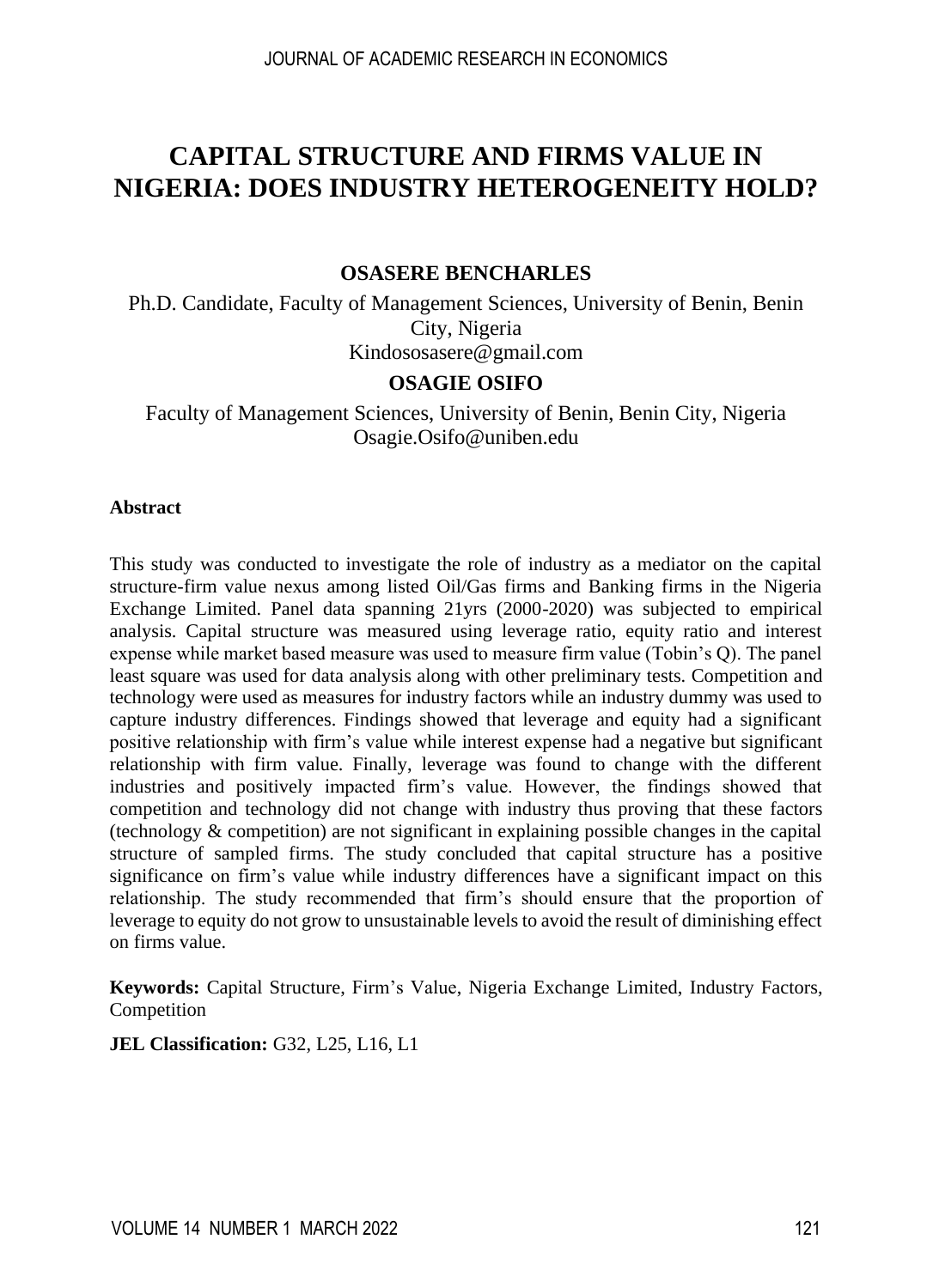# CAPITAL STRUCTURE AND FIRMS VALUE IN NIGERIA: DOES INDUSTRY HETEROGENEITY HOLD?

**OSASERE BENCHARLES**

Ph.D. Candidate, Faculty of Management Sciences, University of Benin, Benin City, Nigeria
Kindososasere@gmail.com

**OSAGIE OSIFO**

Faculty of Management Sciences, University of Benin, Benin City, Nigeria
Osagie.Osifo@uniben.edu

**Abstract**

This study was conducted to investigate the role of industry as a mediator on the capital structure-firm value nexus among listed Oil/Gas firms and Banking firms in the Nigeria Exchange Limited. Panel data spanning 21yrs (2000-2020) was subjected to empirical analysis. Capital structure was measured using leverage ratio, equity ratio and interest expense while market based measure was used to measure firm value (Tobin's Q). The panel least square was used for data analysis along with other preliminary tests. Competition and technology were used as measures for industry factors while an industry dummy was used to capture industry differences. Findings showed that leverage and equity had a significant positive relationship with firm's value while interest expense had a negative but significant relationship with firm value. Finally, leverage was found to change with the different industries and positively impacted firm's value. However, the findings showed that competition and technology did not change with industry thus proving that these factors (technology & competition) are not significant in explaining possible changes in the capital structure of sampled firms. The study concluded that capital structure has a positive significance on firm's value while industry differences have a significant impact on this relationship. The study recommended that firm's should ensure that the proportion of leverage to equity do not grow to unsustainable levels to avoid the result of diminishing effect on firms value.

**Keywords:** Capital Structure, Firm's Value, Nigeria Exchange Limited, Industry Factors, Competition

**JEL Classification:** G32, L25, L16, L1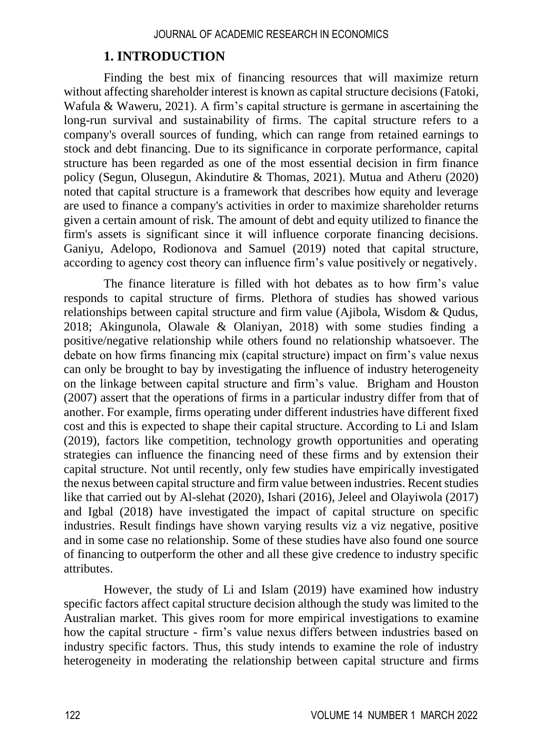## 1. INTRODUCTION

Finding the best mix of financing resources that will maximize return without affecting shareholder interest is known as capital structure decisions (Fatoki, Wafula & Waweru, 2021). A firm's capital structure is germane in ascertaining the long-run survival and sustainability of firms. The capital structure refers to a company's overall sources of funding, which can range from retained earnings to stock and debt financing. Due to its significance in corporate performance, capital structure has been regarded as one of the most essential decision in firm finance policy (Segun, Olusegun, Akindutire & Thomas, 2021). Mutua and Atheru (2020) noted that capital structure is a framework that describes how equity and leverage are used to finance a company's activities in order to maximize shareholder returns given a certain amount of risk. The amount of debt and equity utilized to finance the firm's assets is significant since it will influence corporate financing decisions. Ganiyu, Adelopo, Rodionova and Samuel (2019) noted that capital structure, according to agency cost theory can influence firm's value positively or negatively.

The finance literature is filled with hot debates as to how firm's value responds to capital structure of firms. Plethora of studies has showed various relationships between capital structure and firm value (Ajibola, Wisdom & Qudus, 2018; Akingunola, Olawale & Olaniyan, 2018) with some studies finding a positive/negative relationship while others found no relationship whatsoever. The debate on how firms financing mix (capital structure) impact on firm's value nexus can only be brought to bay by investigating the influence of industry heterogeneity on the linkage between capital structure and firm's value. Brigham and Houston (2007) assert that the operations of firms in a particular industry differ from that of another. For example, firms operating under different industries have different fixed cost and this is expected to shape their capital structure. According to Li and Islam (2019), factors like competition, technology growth opportunities and operating strategies can influence the financing need of these firms and by extension their capital structure. Not until recently, only few studies have empirically investigated the nexus between capital structure and firm value between industries. Recent studies like that carried out by Al-slehat (2020), Ishari (2016), Jeleel and Olayiwola (2017) and Igbal (2018) have investigated the impact of capital structure on specific industries. Result findings have shown varying results viz a viz negative, positive and in some case no relationship. Some of these studies have also found one source of financing to outperform the other and all these give credence to industry specific attributes.

However, the study of Li and Islam (2019) have examined how industry specific factors affect capital structure decision although the study was limited to the Australian market. This gives room for more empirical investigations to examine how the capital structure - firm's value nexus differs between industries based on industry specific factors. Thus, this study intends to examine the role of industry heterogeneity in moderating the relationship between capital structure and firms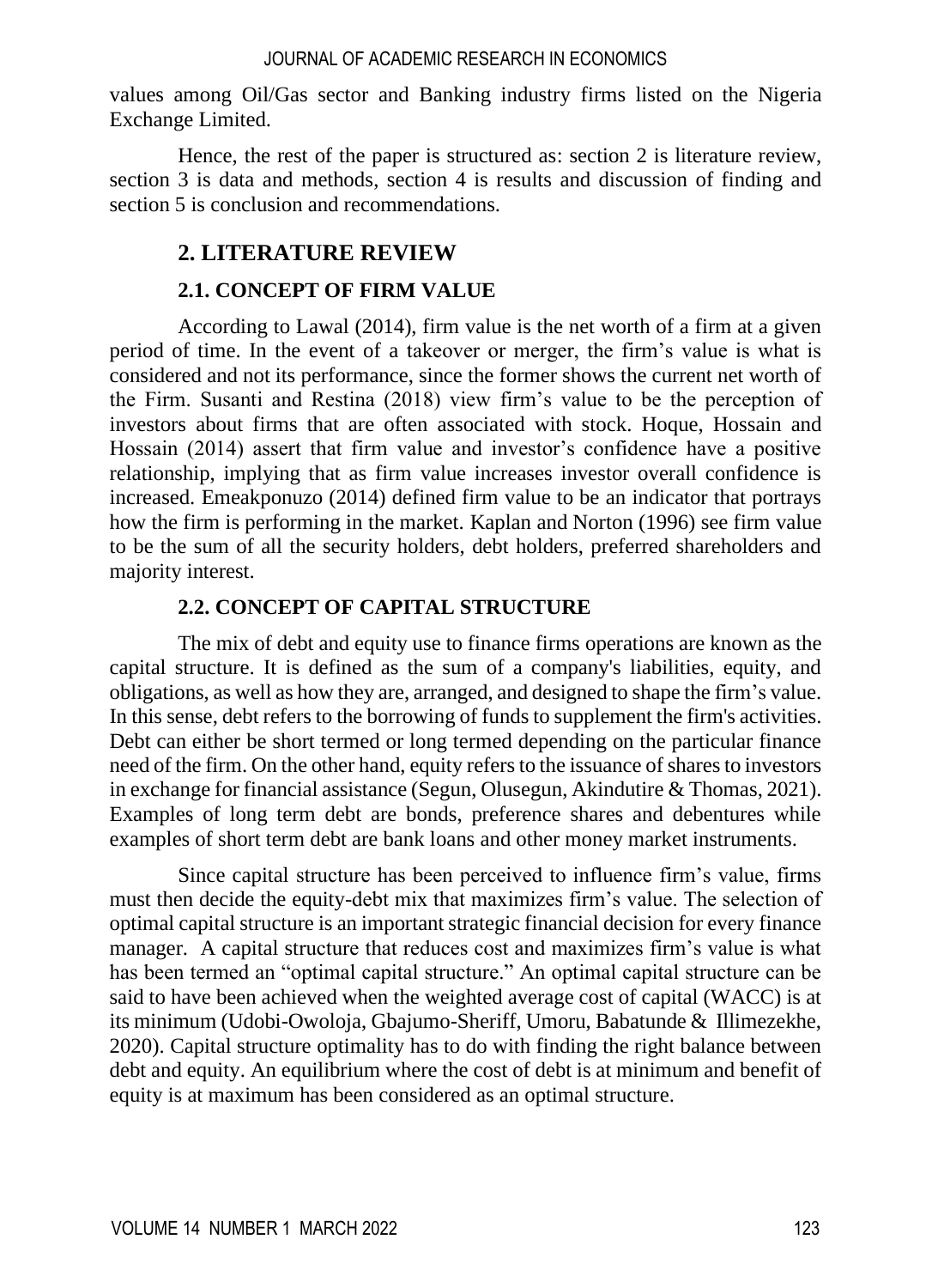values among Oil/Gas sector and Banking industry firms listed on the Nigeria Exchange Limited.

Hence, the rest of the paper is structured as: section 2 is literature review, section 3 is data and methods, section 4 is results and discussion of finding and section 5 is conclusion and recommendations.

## 2. LITERATURE REVIEW

### 2.1. CONCEPT OF FIRM VALUE

According to Lawal (2014), firm value is the net worth of a firm at a given period of time. In the event of a takeover or merger, the firm's value is what is considered and not its performance, since the former shows the current net worth of the Firm. Susanti and Restina (2018) view firm's value to be the perception of investors about firms that are often associated with stock. Hoque, Hossain and Hossain (2014) assert that firm value and investor's confidence have a positive relationship, implying that as firm value increases investor overall confidence is increased. Emeakponuzo (2014) defined firm value to be an indicator that portrays how the firm is performing in the market. Kaplan and Norton (1996) see firm value to be the sum of all the security holders, debt holders, preferred shareholders and majority interest.

### 2.2. CONCEPT OF CAPITAL STRUCTURE

The mix of debt and equity use to finance firms operations are known as the capital structure. It is defined as the sum of a company's liabilities, equity, and obligations, as well as how they are, arranged, and designed to shape the firm's value. In this sense, debt refers to the borrowing of funds to supplement the firm's activities. Debt can either be short termed or long termed depending on the particular finance need of the firm. On the other hand, equity refers to the issuance of shares to investors in exchange for financial assistance (Segun, Olusegun, Akindutire & Thomas, 2021). Examples of long term debt are bonds, preference shares and debentures while examples of short term debt are bank loans and other money market instruments.

Since capital structure has been perceived to influence firm's value, firms must then decide the equity-debt mix that maximizes firm's value. The selection of optimal capital structure is an important strategic financial decision for every finance manager. A capital structure that reduces cost and maximizes firm's value is what has been termed an "optimal capital structure." An optimal capital structure can be said to have been achieved when the weighted average cost of capital (WACC) is at its minimum (Udobi-Owoloja, Gbajumo-Sheriff, Umoru, Babatunde & Illimezekhe, 2020). Capital structure optimality has to do with finding the right balance between debt and equity. An equilibrium where the cost of debt is at minimum and benefit of equity is at maximum has been considered as an optimal structure.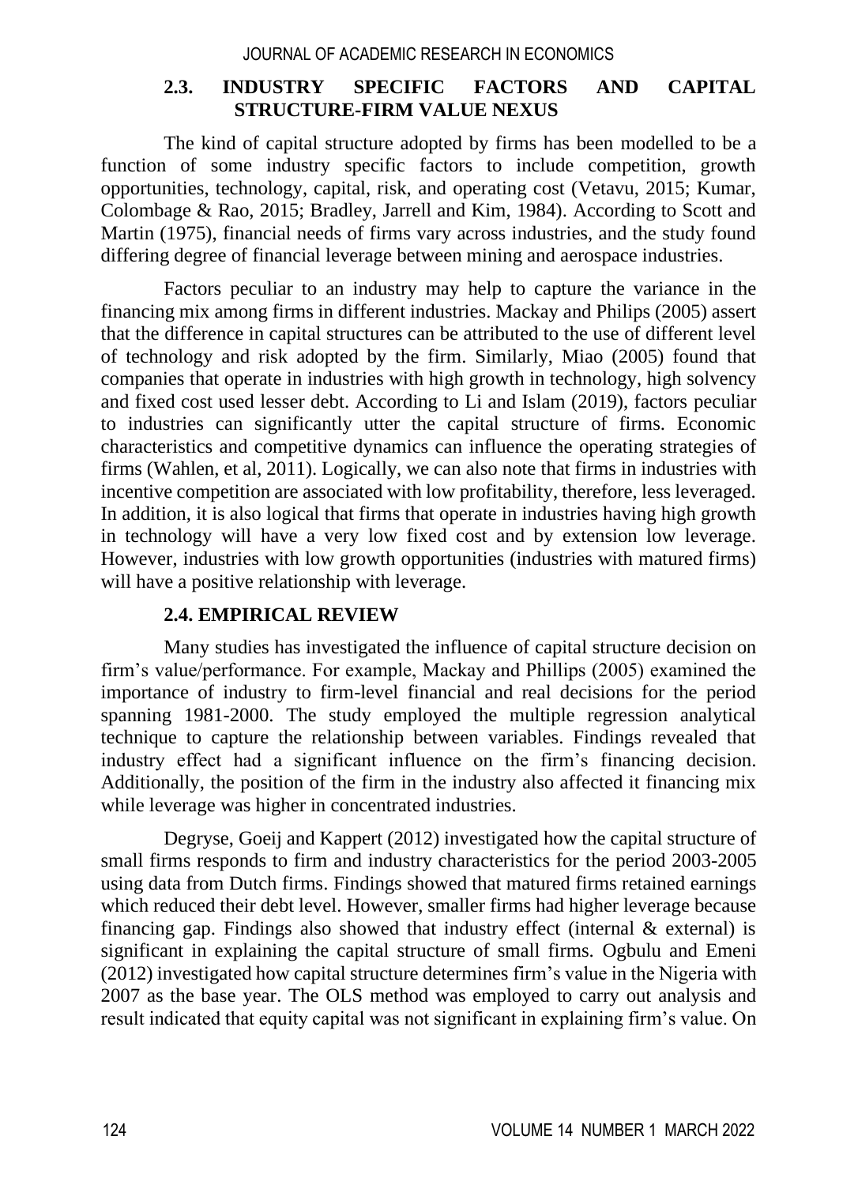### 2.3. INDUSTRY SPECIFIC FACTORS AND CAPITAL STRUCTURE-FIRM VALUE NEXUS

The kind of capital structure adopted by firms has been modelled to be a function of some industry specific factors to include competition, growth opportunities, technology, capital, risk, and operating cost (Vetavu, 2015; Kumar, Colombage & Rao, 2015; Bradley, Jarrell and Kim, 1984). According to Scott and Martin (1975), financial needs of firms vary across industries, and the study found differing degree of financial leverage between mining and aerospace industries.

Factors peculiar to an industry may help to capture the variance in the financing mix among firms in different industries. Mackay and Philips (2005) assert that the difference in capital structures can be attributed to the use of different level of technology and risk adopted by the firm. Similarly, Miao (2005) found that companies that operate in industries with high growth in technology, high solvency and fixed cost used lesser debt. According to Li and Islam (2019), factors peculiar to industries can significantly utter the capital structure of firms. Economic characteristics and competitive dynamics can influence the operating strategies of firms (Wahlen, et al, 2011). Logically, we can also note that firms in industries with incentive competition are associated with low profitability, therefore, less leveraged. In addition, it is also logical that firms that operate in industries having high growth in technology will have a very low fixed cost and by extension low leverage. However, industries with low growth opportunities (industries with matured firms) will have a positive relationship with leverage.

### 2.4. EMPIRICAL REVIEW

Many studies has investigated the influence of capital structure decision on firm's value/performance. For example, Mackay and Phillips (2005) examined the importance of industry to firm-level financial and real decisions for the period spanning 1981-2000. The study employed the multiple regression analytical technique to capture the relationship between variables. Findings revealed that industry effect had a significant influence on the firm's financing decision. Additionally, the position of the firm in the industry also affected it financing mix while leverage was higher in concentrated industries.

Degryse, Goeij and Kappert (2012) investigated how the capital structure of small firms responds to firm and industry characteristics for the period 2003-2005 using data from Dutch firms. Findings showed that matured firms retained earnings which reduced their debt level. However, smaller firms had higher leverage because financing gap. Findings also showed that industry effect (internal & external) is significant in explaining the capital structure of small firms. Ogbulu and Emeni (2012) investigated how capital structure determines firm's value in the Nigeria with 2007 as the base year. The OLS method was employed to carry out analysis and result indicated that equity capital was not significant in explaining firm's value. On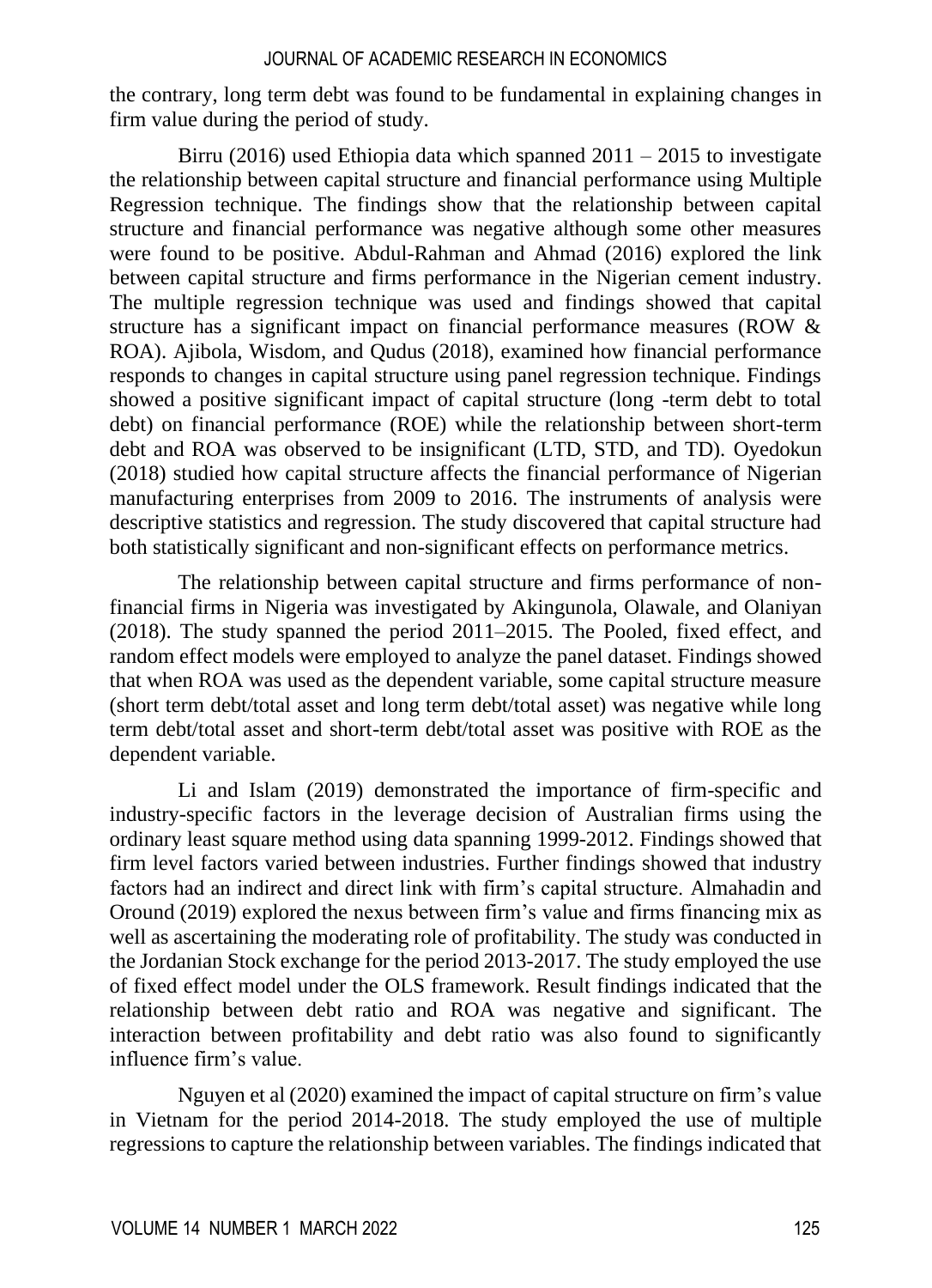the contrary, long term debt was found to be fundamental in explaining changes in firm value during the period of study.

Birru (2016) used Ethiopia data which spanned 2011 – 2015 to investigate the relationship between capital structure and financial performance using Multiple Regression technique. The findings show that the relationship between capital structure and financial performance was negative although some other measures were found to be positive. Abdul-Rahman and Ahmad (2016) explored the link between capital structure and firms performance in the Nigerian cement industry. The multiple regression technique was used and findings showed that capital structure has a significant impact on financial performance measures (ROW & ROA). Ajibola, Wisdom, and Qudus (2018), examined how financial performance responds to changes in capital structure using panel regression technique. Findings showed a positive significant impact of capital structure (long -term debt to total debt) on financial performance (ROE) while the relationship between short-term debt and ROA was observed to be insignificant (LTD, STD, and TD). Oyedokun (2018) studied how capital structure affects the financial performance of Nigerian manufacturing enterprises from 2009 to 2016. The instruments of analysis were descriptive statistics and regression. The study discovered that capital structure had both statistically significant and non-significant effects on performance metrics.

The relationship between capital structure and firms performance of non-financial firms in Nigeria was investigated by Akingunola, Olawale, and Olaniyan (2018). The study spanned the period 2011–2015. The Pooled, fixed effect, and random effect models were employed to analyze the panel dataset. Findings showed that when ROA was used as the dependent variable, some capital structure measure (short term debt/total asset and long term debt/total asset) was negative while long term debt/total asset and short-term debt/total asset was positive with ROE as the dependent variable.

Li and Islam (2019) demonstrated the importance of firm-specific and industry-specific factors in the leverage decision of Australian firms using the ordinary least square method using data spanning 1999-2012. Findings showed that firm level factors varied between industries. Further findings showed that industry factors had an indirect and direct link with firm's capital structure. Almahadin and Oround (2019) explored the nexus between firm's value and firms financing mix as well as ascertaining the moderating role of profitability. The study was conducted in the Jordanian Stock exchange for the period 2013-2017. The study employed the use of fixed effect model under the OLS framework. Result findings indicated that the relationship between debt ratio and ROA was negative and significant. The interaction between profitability and debt ratio was also found to significantly influence firm's value.

Nguyen et al (2020) examined the impact of capital structure on firm's value in Vietnam for the period 2014-2018. The study employed the use of multiple regressions to capture the relationship between variables. The findings indicated that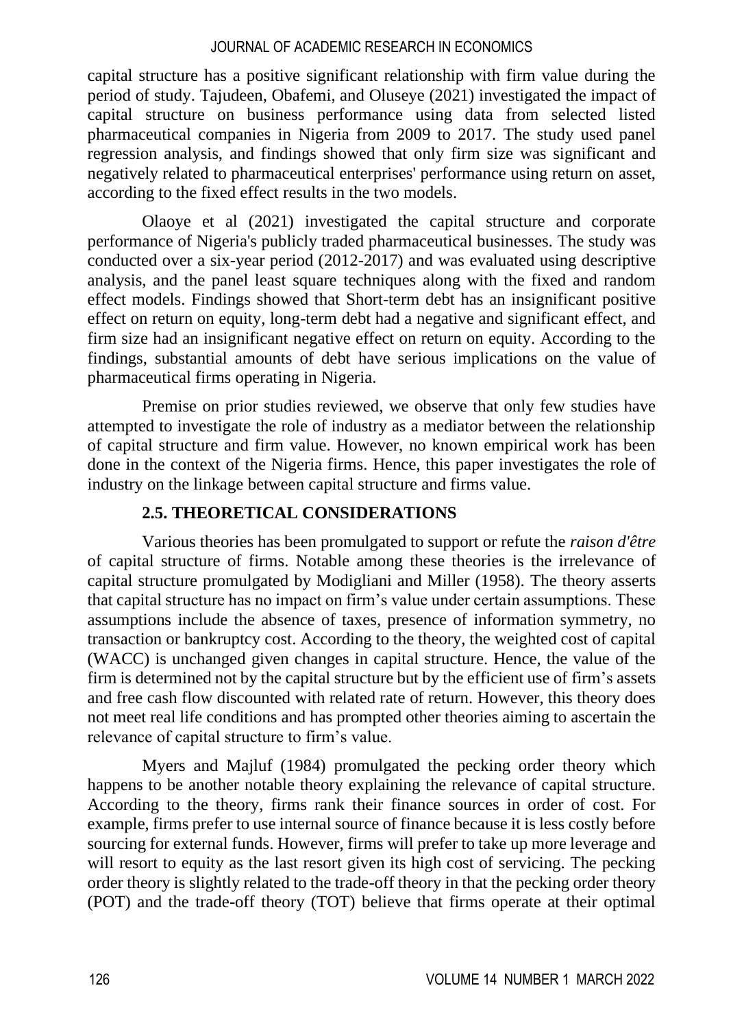capital structure has a positive significant relationship with firm value during the period of study. Tajudeen, Obafemi, and Oluseye (2021) investigated the impact of capital structure on business performance using data from selected listed pharmaceutical companies in Nigeria from 2009 to 2017. The study used panel regression analysis, and findings showed that only firm size was significant and negatively related to pharmaceutical enterprises' performance using return on asset, according to the fixed effect results in the two models.

Olaoye et al (2021) investigated the capital structure and corporate performance of Nigeria's publicly traded pharmaceutical businesses. The study was conducted over a six-year period (2012-2017) and was evaluated using descriptive analysis, and the panel least square techniques along with the fixed and random effect models. Findings showed that Short-term debt has an insignificant positive effect on return on equity, long-term debt had a negative and significant effect, and firm size had an insignificant negative effect on return on equity. According to the findings, substantial amounts of debt have serious implications on the value of pharmaceutical firms operating in Nigeria.

Premise on prior studies reviewed, we observe that only few studies have attempted to investigate the role of industry as a mediator between the relationship of capital structure and firm value. However, no known empirical work has been done in the context of the Nigeria firms. Hence, this paper investigates the role of industry on the linkage between capital structure and firms value.

### 2.5. THEORETICAL CONSIDERATIONS

Various theories has been promulgated to support or refute the *raison d'être* of capital structure of firms. Notable among these theories is the irrelevance of capital structure promulgated by Modigliani and Miller (1958). The theory asserts that capital structure has no impact on firm's value under certain assumptions. These assumptions include the absence of taxes, presence of information symmetry, no transaction or bankruptcy cost. According to the theory, the weighted cost of capital (WACC) is unchanged given changes in capital structure. Hence, the value of the firm is determined not by the capital structure but by the efficient use of firm's assets and free cash flow discounted with related rate of return. However, this theory does not meet real life conditions and has prompted other theories aiming to ascertain the relevance of capital structure to firm's value.

Myers and Majluf (1984) promulgated the pecking order theory which happens to be another notable theory explaining the relevance of capital structure. According to the theory, firms rank their finance sources in order of cost. For example, firms prefer to use internal source of finance because it is less costly before sourcing for external funds. However, firms will prefer to take up more leverage and will resort to equity as the last resort given its high cost of servicing. The pecking order theory is slightly related to the trade-off theory in that the pecking order theory (POT) and the trade-off theory (TOT) believe that firms operate at their optimal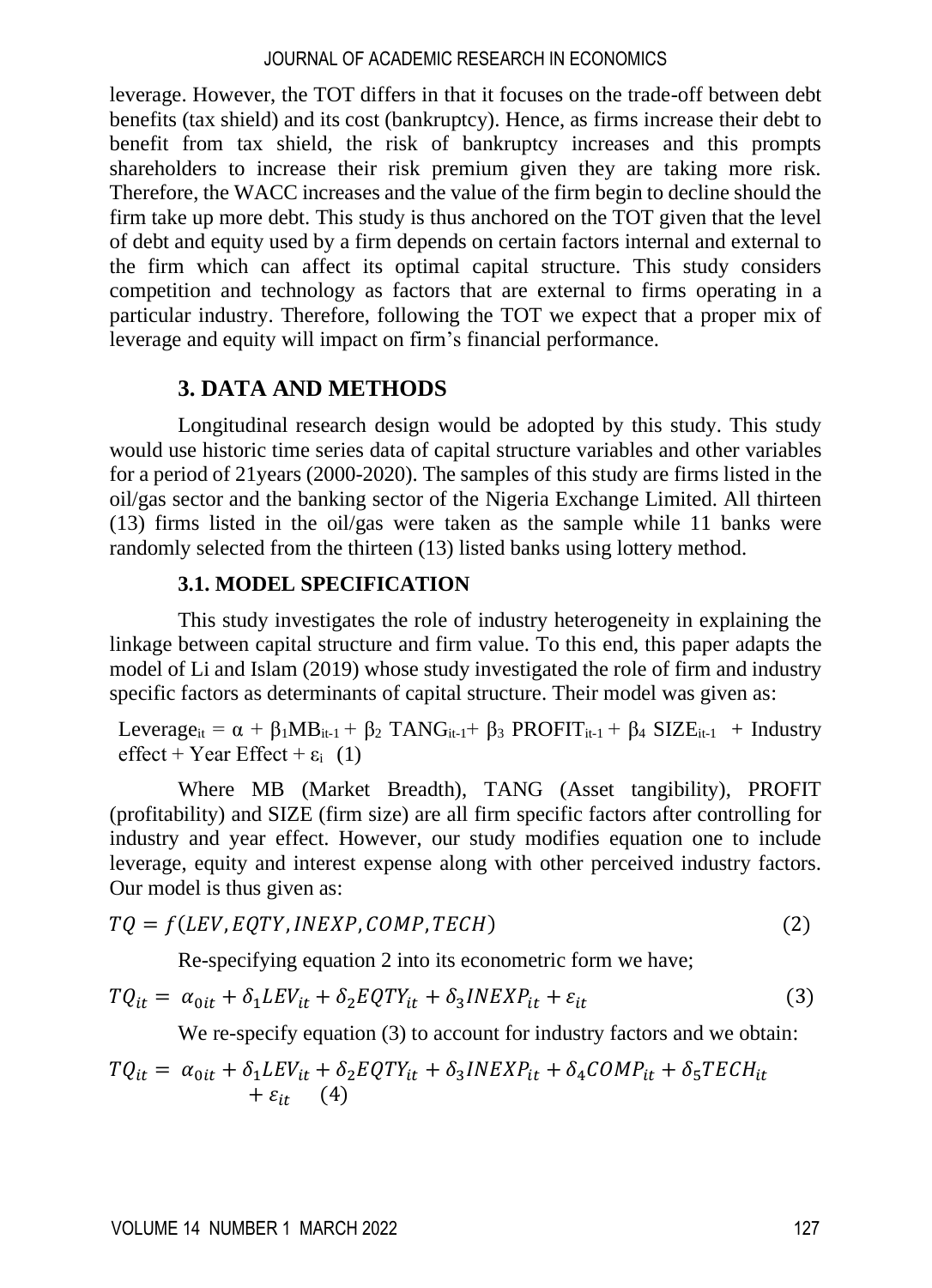leverage. However, the TOT differs in that it focuses on the trade-off between debt benefits (tax shield) and its cost (bankruptcy). Hence, as firms increase their debt to benefit from tax shield, the risk of bankruptcy increases and this prompts shareholders to increase their risk premium given they are taking more risk. Therefore, the WACC increases and the value of the firm begin to decline should the firm take up more debt. This study is thus anchored on the TOT given that the level of debt and equity used by a firm depends on certain factors internal and external to the firm which can affect its optimal capital structure. This study considers competition and technology as factors that are external to firms operating in a particular industry. Therefore, following the TOT we expect that a proper mix of leverage and equity will impact on firm's financial performance.

## 3. DATA AND METHODS

Longitudinal research design would be adopted by this study. This study would use historic time series data of capital structure variables and other variables for a period of 21years (2000-2020). The samples of this study are firms listed in the oil/gas sector and the banking sector of the Nigeria Exchange Limited. All thirteen (13) firms listed in the oil/gas were taken as the sample while 11 banks were randomly selected from the thirteen (13) listed banks using lottery method.

### 3.1. MODEL SPECIFICATION

This study investigates the role of industry heterogeneity in explaining the linkage between capital structure and firm value. To this end, this paper adapts the model of Li and Islam (2019) whose study investigated the role of firm and industry specific factors as determinants of capital structure. Their model was given as:

$$Leverage_{it} = \alpha + \beta_1 MB_{it-1} + \beta_2\ TANG_{it-1} + \beta_3\ PROFIT_{it-1} + \beta_4\ SIZE_{it-1} + \text{Industry effect} + \text{Year Effect} + \varepsilon_i \quad (1)$$

Where MB (Market Breadth), TANG (Asset tangibility), PROFIT (profitability) and SIZE (firm size) are all firm specific factors after controlling for industry and year effect. However, our study modifies equation one to include leverage, equity and interest expense along with other perceived industry factors. Our model is thus given as:

$$TQ = f(LEV, EQTY, INEXP, COMP, TECH) \quad (2)$$

Re-specifying equation 2 into its econometric form we have;

$$TQ_{it} = \alpha_{0it} + \delta_1 LEV_{it} + \delta_2 EQTY_{it} + \delta_3 INEXP_{it} + \varepsilon_{it} \quad (3)$$

We re-specify equation (3) to account for industry factors and we obtain:

$$TQ_{it} = \alpha_{0it} + \delta_1 LEV_{it} + \delta_2 EQTY_{it} + \delta_3 INEXP_{it} + \delta_4 COMP_{it} + \delta_5 TECH_{it} + \varepsilon_{it} \quad (4)$$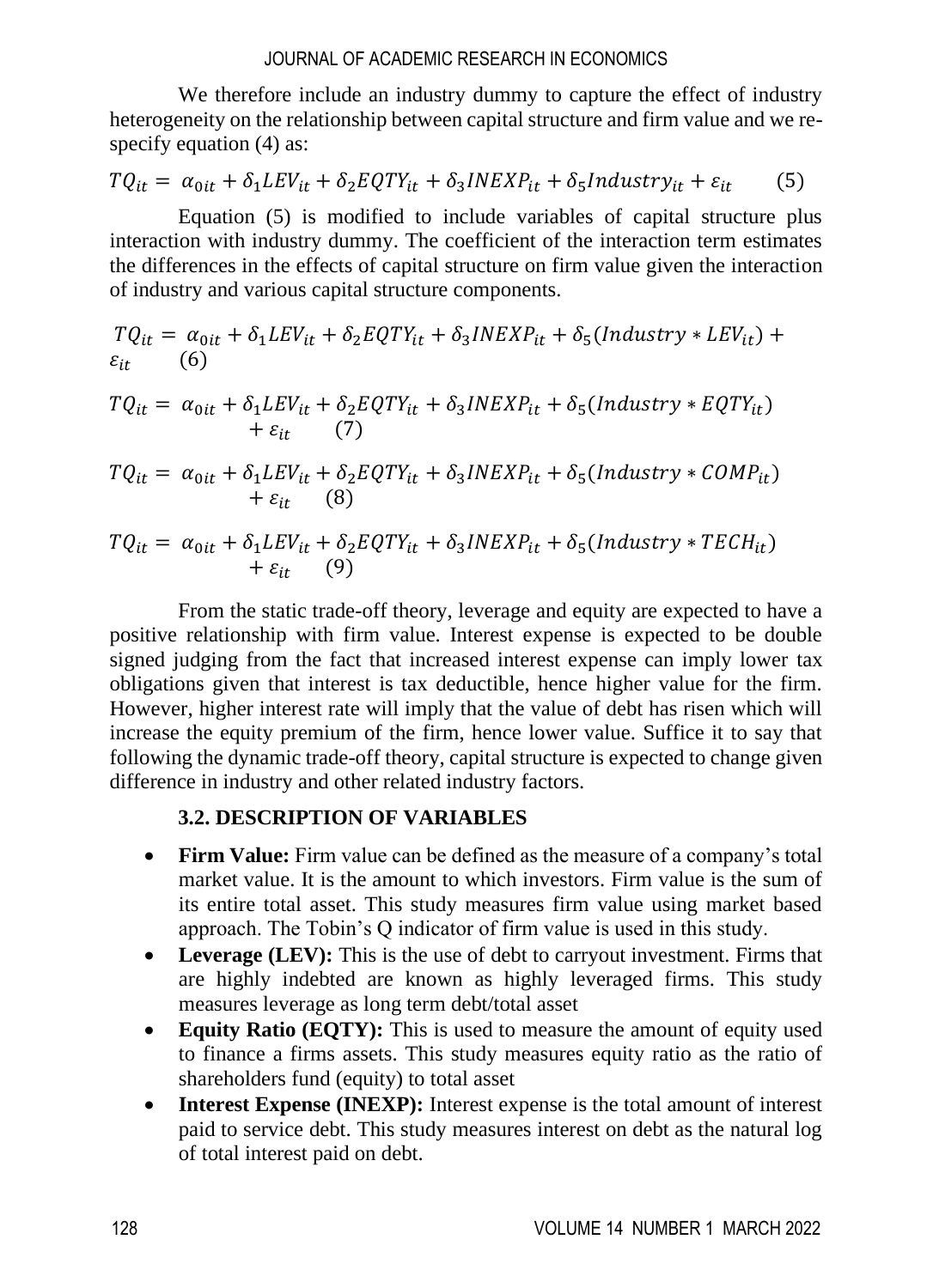We therefore include an industry dummy to capture the effect of industry heterogeneity on the relationship between capital structure and firm value and we re-specify equation (4) as:

$$TQ_{it} = \alpha_{0it} + \delta_1 LEV_{it} + \delta_2 EQTY_{it} + \delta_3 INEXP_{it} + \delta_5 Industry_{it} + \varepsilon_{it} \qquad (5)$$

Equation (5) is modified to include variables of capital structure plus interaction with industry dummy. The coefficient of the interaction term estimates the differences in the effects of capital structure on firm value given the interaction of industry and various capital structure components.

$$TQ_{it} = \alpha_{0it} + \delta_1 LEV_{it} + \delta_2 EQTY_{it} + \delta_3 INEXP_{it} + \delta_5 (Industry * LEV_{it}) + \varepsilon_{it} \qquad (6)$$

$$TQ_{it} = \alpha_{0it} + \delta_1 LEV_{it} + \delta_2 EQTY_{it} + \delta_3 INEXP_{it} + \delta_5 (Industry * EQTY_{it}) + \varepsilon_{it} \qquad (7)$$

$$TQ_{it} = \alpha_{0it} + \delta_1 LEV_{it} + \delta_2 EQTY_{it} + \delta_3 INEXP_{it} + \delta_5 (Industry * COMP_{it}) + \varepsilon_{it} \qquad (8)$$

$$TQ_{it} = \alpha_{0it} + \delta_1 LEV_{it} + \delta_2 EQTY_{it} + \delta_3 INEXP_{it} + \delta_5 (Industry * TECH_{it}) + \varepsilon_{it} \qquad (9)$$

From the static trade-off theory, leverage and equity are expected to have a positive relationship with firm value. Interest expense is expected to be double signed judging from the fact that increased interest expense can imply lower tax obligations given that interest is tax deductible, hence higher value for the firm. However, higher interest rate will imply that the value of debt has risen which will increase the equity premium of the firm, hence lower value. Suffice it to say that following the dynamic trade-off theory, capital structure is expected to change given difference in industry and other related industry factors.

### 3.2. DESCRIPTION OF VARIABLES

- **Firm Value:** Firm value can be defined as the measure of a company's total market value. It is the amount to which investors. Firm value is the sum of its entire total asset. This study measures firm value using market based approach. The Tobin's Q indicator of firm value is used in this study.
- **Leverage (LEV):** This is the use of debt to carryout investment. Firms that are highly indebted are known as highly leveraged firms. This study measures leverage as long term debt/total asset
- **Equity Ratio (EQTY):** This is used to measure the amount of equity used to finance a firms assets. This study measures equity ratio as the ratio of shareholders fund (equity) to total asset
- **Interest Expense (INEXP):** Interest expense is the total amount of interest paid to service debt. This study measures interest on debt as the natural log of total interest paid on debt.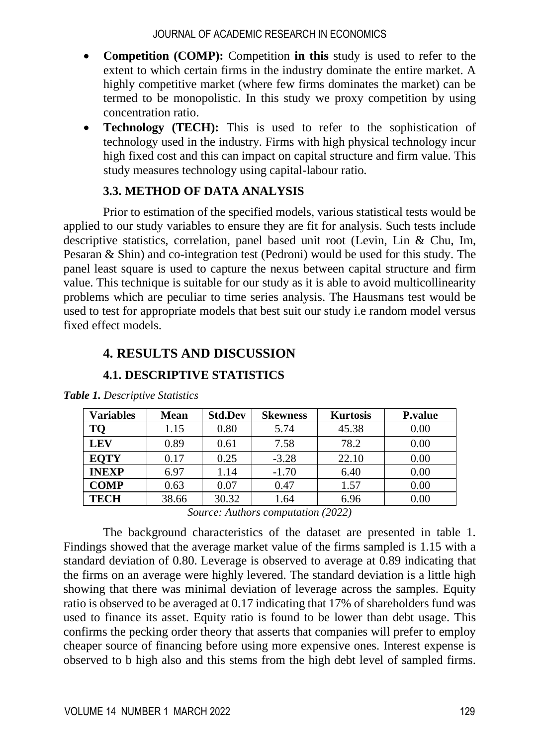- **Competition (COMP):** Competition **in this** study is used to refer to the extent to which certain firms in the industry dominate the entire market. A highly competitive market (where few firms dominates the market) can be termed to be monopolistic. In this study we proxy competition by using concentration ratio.
- **Technology (TECH):** This is used to refer to the sophistication of technology used in the industry. Firms with high physical technology incur high fixed cost and this can impact on capital structure and firm value. This study measures technology using capital-labour ratio.

### 3.3. METHOD OF DATA ANALYSIS

Prior to estimation of the specified models, various statistical tests would be applied to our study variables to ensure they are fit for analysis. Such tests include descriptive statistics, correlation, panel based unit root (Levin, Lin & Chu, Im, Pesaran & Shin) and co-integration test (Pedroni) would be used for this study. The panel least square is used to capture the nexus between capital structure and firm value. This technique is suitable for our study as it is able to avoid multicollinearity problems which are peculiar to time series analysis. The Hausmans test would be used to test for appropriate models that best suit our study i.e random model versus fixed effect models.

## 4. RESULTS AND DISCUSSION

### 4.1. DESCRIPTIVE STATISTICS

***Table 1.** Descriptive Statistics*

| Variables | Mean | Std.Dev | Skewness | Kurtosis | P.value |
|---|---|---|---|---|---|
| **TQ** | 1.15 | 0.80 | 5.74 | 45.38 | 0.00 |
| **LEV** | 0.89 | 0.61 | 7.58 | 78.2 | 0.00 |
| **EQTY** | 0.17 | 0.25 | -3.28 | 22.10 | 0.00 |
| **INEXP** | 6.97 | 1.14 | -1.70 | 6.40 | 0.00 |
| **COMP** | 0.63 | 0.07 | 0.47 | 1.57 | 0.00 |
| **TECH** | 38.66 | 30.32 | 1.64 | 6.96 | 0.00 |

*Source: Authors computation (2022)*

The background characteristics of the dataset are presented in table 1. Findings showed that the average market value of the firms sampled is 1.15 with a standard deviation of 0.80. Leverage is observed to average at 0.89 indicating that the firms on an average were highly levered. The standard deviation is a little high showing that there was minimal deviation of leverage across the samples. Equity ratio is observed to be averaged at 0.17 indicating that 17% of shareholders fund was used to finance its asset. Equity ratio is found to be lower than debt usage. This confirms the pecking order theory that asserts that companies will prefer to employ cheaper source of financing before using more expensive ones. Interest expense is observed to b high also and this stems from the high debt level of sampled firms.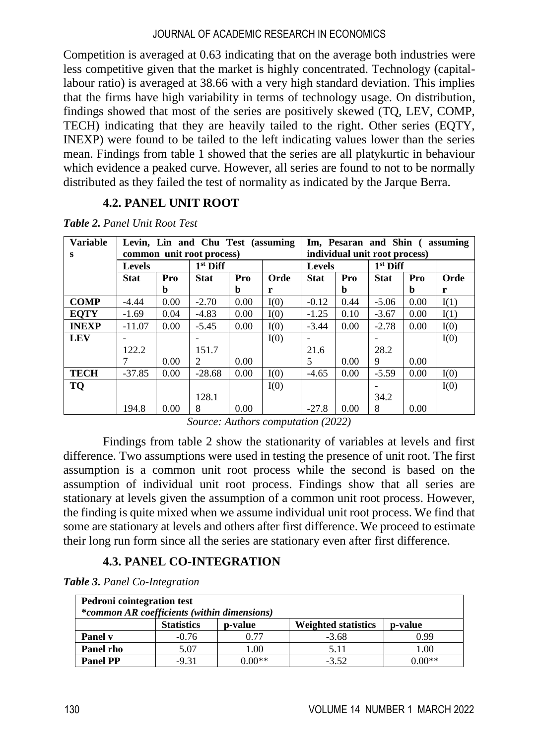Competition is averaged at 0.63 indicating that on the average both industries were less competitive given that the market is highly concentrated. Technology (capital-labour ratio) is averaged at 38.66 with a very high standard deviation. This implies that the firms have high variability in terms of technology usage. On distribution, findings showed that most of the series are positively skewed (TQ, LEV, COMP, TECH) indicating that they are heavily tailed to the right. Other series (EQTY, INEXP) were found to be tailed to the left indicating values lower than the series mean. Findings from table 1 showed that the series are all platykurtic in behaviour which evidence a peaked curve. However, all series are found to not to be normally distributed as they failed the test of normality as indicated by the Jarque Berra.

## 4.2. PANEL UNIT ROOT

***Table 2.*** *Panel Unit Root Test*

| Variables | Levin, Lin and Chu Test (assuming common unit root process) | | | | | Im, Pesaran and Shin ( assuming individual unit root process) | | | | |
|---|---|---|---|---|---|---|---|---|---|---|
| | Levels | | 1st Diff | | | Levels | | 1st Diff | | |
| | Stat | Prob | Stat | Prob | Order | Stat | Prob | Stat | Prob | Order |
| COMP | -4.44 | 0.00 | -2.70 | 0.00 | I(0) | -0.12 | 0.44 | -5.06 | 0.00 | I(1) |
| EQTY | -1.69 | 0.04 | -4.83 | 0.00 | I(0) | -1.25 | 0.10 | -3.67 | 0.00 | I(1) |
| INEXP | -11.07 | 0.00 | -5.45 | 0.00 | I(0) | -3.44 | 0.00 | -2.78 | 0.00 | I(0) |
| LEV | -122.27 | 0.00 | -151.72 | 0.00 | I(0) | -21.65 | 0.00 | -28.29 | 0.00 | I(0) |
| TECH | -37.85 | 0.00 | -28.68 | 0.00 | I(0) | -4.65 | 0.00 | -5.59 | 0.00 | I(0) |
| TQ | 194.8 | 0.00 | 128.18 | 0.00 | I(0) | -27.8 | 0.00 | -34.28 | 0.00 | I(0) |

*Source: Authors computation (2022)*

Findings from table 2 show the stationarity of variables at levels and first difference. Two assumptions were used in testing the presence of unit root. The first assumption is a common unit root process while the second is based on the assumption of individual unit root process. Findings show that all series are stationary at levels given the assumption of a common unit root process. However, the finding is quite mixed when we assume individual unit root process. We find that some are stationary at levels and others after first difference. We proceed to estimate their long run form since all the series are stationary even after first difference.

## 4.3. PANEL CO-INTEGRATION

***Table 3.*** *Panel Co-Integration*

| **Pedroni cointegration test** *\*common AR coefficients (within dimensions)* | | | | |
|---|---|---|---|---|
| | **Statistics** | **p-value** | **Weighted statistics** | **p-value** |
| **Panel v** | -0.76 | 0.77 | -3.68 | 0.99 |
| **Panel rho** | 5.07 | 1.00 | 5.11 | 1.00 |
| **Panel PP** | -9.31 | 0.00** | -3.52 | 0.00** |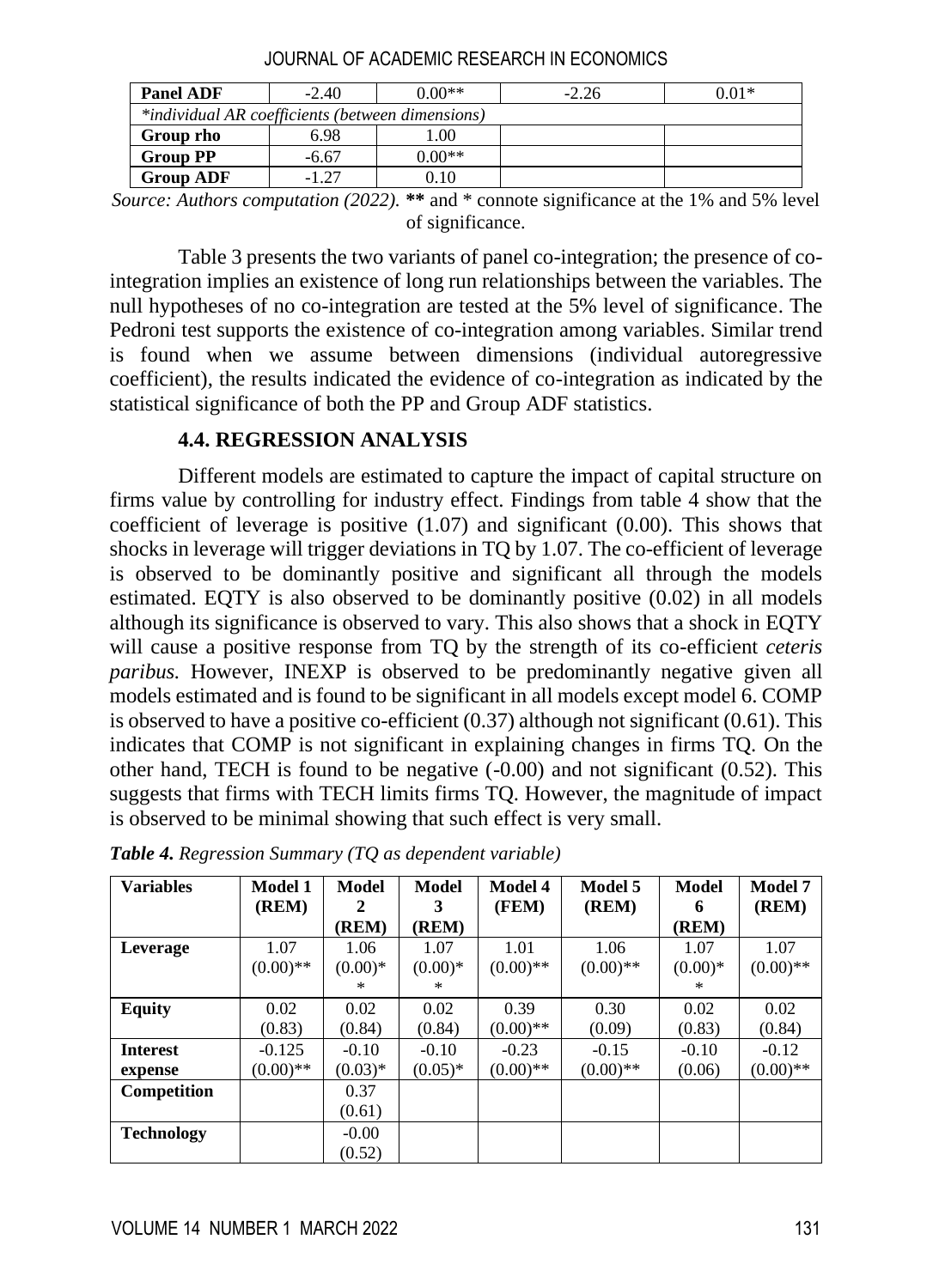| Panel ADF | -2.40 | 0.00** | -2.26 | 0.01* |
|---|---|---|---|---|
| *individual AR coefficients (between dimensions)* | | | | |
| Group rho | 6.98 | 1.00 | | |
| Group PP | -6.67 | 0.00** | | |
| Group ADF | -1.27 | 0.10 | | |

*Source: Authors computation (2022).* ** and * connote significance at the 1% and 5% level of significance.

Table 3 presents the two variants of panel co-integration; the presence of co-integration implies an existence of long run relationships between the variables. The null hypotheses of no co-integration are tested at the 5% level of significance. The Pedroni test supports the existence of co-integration among variables. Similar trend is found when we assume between dimensions (individual autoregressive coefficient), the results indicated the evidence of co-integration as indicated by the statistical significance of both the PP and Group ADF statistics.

### 4.4. REGRESSION ANALYSIS

Different models are estimated to capture the impact of capital structure on firms value by controlling for industry effect. Findings from table 4 show that the coefficient of leverage is positive (1.07) and significant (0.00). This shows that shocks in leverage will trigger deviations in TQ by 1.07. The co-efficient of leverage is observed to be dominantly positive and significant all through the models estimated. EQTY is also observed to be dominantly positive (0.02) in all models although its significance is observed to vary. This also shows that a shock in EQTY will cause a positive response from TQ by the strength of its co-efficient *ceteris paribus.* However, INEXP is observed to be predominantly negative given all models estimated and is found to be significant in all models except model 6. COMP is observed to have a positive co-efficient (0.37) although not significant (0.61). This indicates that COMP is not significant in explaining changes in firms TQ. On the other hand, TECH is found to be negative (-0.00) and not significant (0.52). This suggests that firms with TECH limits firms TQ. However, the magnitude of impact is observed to be minimal showing that such effect is very small.

***Table 4.*** *Regression Summary (TQ as dependent variable)*

| Variables | Model 1 (REM) | Model 2 (REM) | Model 3 (REM) | Model 4 (FEM) | Model 5 (REM) | Model 6 (REM) | Model 7 (REM) |
|---|---|---|---|---|---|---|---|
| Leverage | 1.07 (0.00)** | 1.06 (0.00)** | 1.07 (0.00)** | 1.01 (0.00)** | 1.06 (0.00)** | 1.07 (0.00)** | 1.07 (0.00)** |
| Equity | 0.02 (0.83) | 0.02 (0.84) | 0.02 (0.84) | 0.39 (0.00)** | 0.30 (0.09) | 0.02 (0.83) | 0.02 (0.84) |
| Interest expense | -0.125 (0.00)** | -0.10 (0.03)* | -0.10 (0.05)* | -0.23 (0.00)** | -0.15 (0.00)** | -0.10 (0.06) | -0.12 (0.00)** |
| Competition | | 0.37 (0.61) | | | | | |
| Technology | | -0.00 (0.52) | | | | | |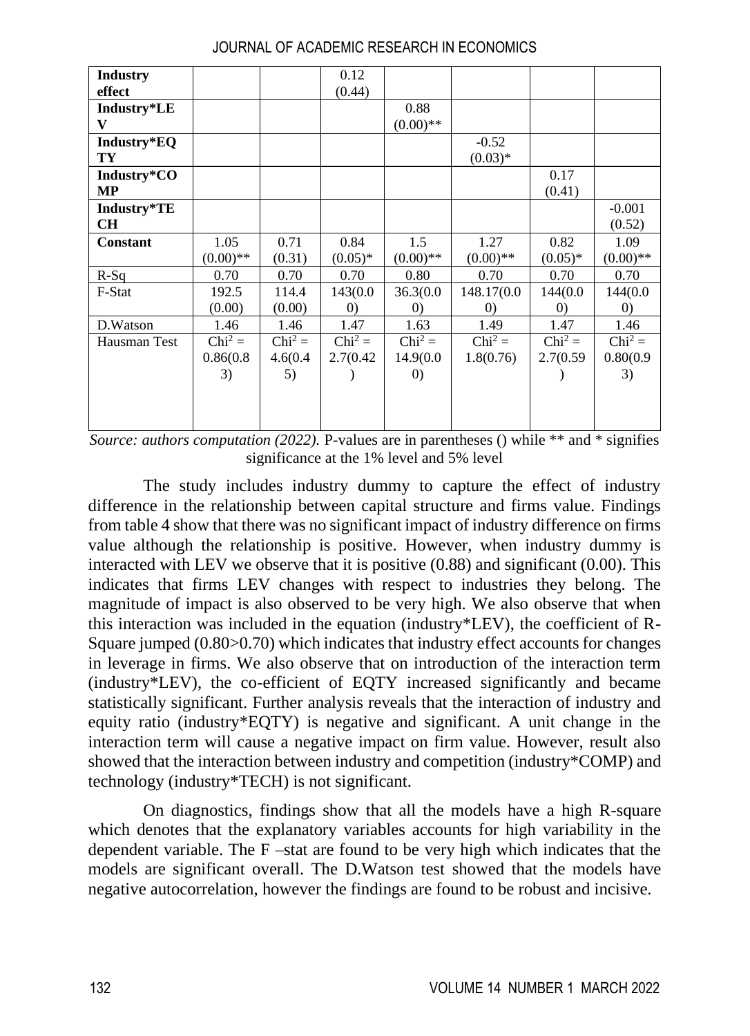| | | | | | | | |
|---|---|---|---|---|---|---|---|
| **Industry effect** | | | 0.12 (0.44) | | | | |
| **Industry*LEV** | | | | 0.88 (0.00)** | | | |
| **Industry*EQTY** | | | | | -0.52 (0.03)* | | |
| **Industry*COMP** | | | | | | 0.17 (0.41) | |
| **Industry*TECH** | | | | | | | -0.001 (0.52) |
| **Constant** | 1.05 (0.00)** | 0.71 (0.31) | 0.84 (0.05)* | 1.5 (0.00)** | 1.27 (0.00)** | 0.82 (0.05)* | 1.09 (0.00)** |
| R-Sq | 0.70 | 0.70 | 0.70 | 0.80 | 0.70 | 0.70 | 0.70 |
| F-Stat | 192.5 (0.00) | 114.4 (0.00) | 143(0.00) | 36.3(0.00) | 148.17(0.00) | 144(0.00) | 144(0.00) |
| D.Watson | 1.46 | 1.46 | 1.47 | 1.63 | 1.49 | 1.47 | 1.46 |
| Hausman Test | $Chi^2$ = 0.86(0.83) | $Chi^2$ = 4.6(0.45) | $Chi^2$ = 2.7(0.42) | $Chi^2$ = 14.9(0.00) | $Chi^2$ = 1.8(0.76) | $Chi^2$ = 2.7(0.59) | $Chi^2$ = 0.80(0.93) |

*Source: authors computation (2022).* P-values are in parentheses () while ** and * signifies significance at the 1% level and 5% level

The study includes industry dummy to capture the effect of industry difference in the relationship between capital structure and firms value. Findings from table 4 show that there was no significant impact of industry difference on firms value although the relationship is positive. However, when industry dummy is interacted with LEV we observe that it is positive (0.88) and significant (0.00). This indicates that firms LEV changes with respect to industries they belong. The magnitude of impact is also observed to be very high. We also observe that when this interaction was included in the equation (industry*LEV), the coefficient of R-Square jumped (0.80>0.70) which indicates that industry effect accounts for changes in leverage in firms. We also observe that on introduction of the interaction term (industry*LEV), the co-efficient of EQTY increased significantly and became statistically significant. Further analysis reveals that the interaction of industry and equity ratio (industry*EQTY) is negative and significant. A unit change in the interaction term will cause a negative impact on firm value. However, result also showed that the interaction between industry and competition (industry*COMP) and technology (industry*TECH) is not significant.

On diagnostics, findings show that all the models have a high R-square which denotes that the explanatory variables accounts for high variability in the dependent variable. The F –stat are found to be very high which indicates that the models are significant overall. The D.Watson test showed that the models have negative autocorrelation, however the findings are found to be robust and incisive.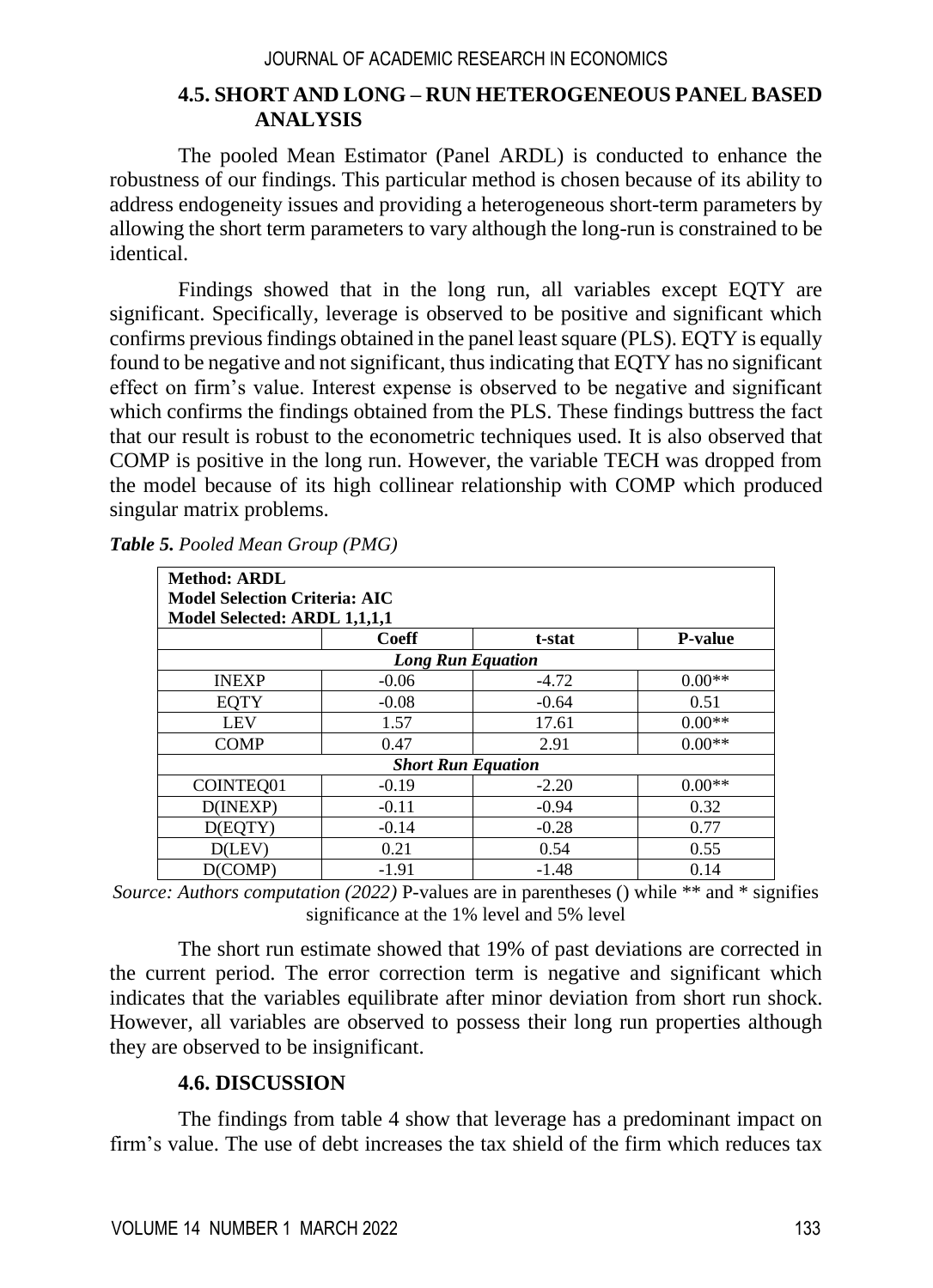### 4.5. SHORT AND LONG – RUN HETEROGENEOUS PANEL BASED ANALYSIS

The pooled Mean Estimator (Panel ARDL) is conducted to enhance the robustness of our findings. This particular method is chosen because of its ability to address endogeneity issues and providing a heterogeneous short-term parameters by allowing the short term parameters to vary although the long-run is constrained to be identical.

Findings showed that in the long run, all variables except EQTY are significant. Specifically, leverage is observed to be positive and significant which confirms previous findings obtained in the panel least square (PLS). EQTY is equally found to be negative and not significant, thus indicating that EQTY has no significant effect on firm's value. Interest expense is observed to be negative and significant which confirms the findings obtained from the PLS. These findings buttress the fact that our result is robust to the econometric techniques used. It is also observed that COMP is positive in the long run. However, the variable TECH was dropped from the model because of its high collinear relationship with COMP which produced singular matrix problems.

***Table 5.** Pooled Mean Group (PMG)*

| **Method: ARDL**<br>**Model Selection Criteria: AIC**<br>**Model Selected: ARDL 1,1,1,1** | | | |
|---|---|---|---|
| | **Coeff** | **t-stat** | **P-value** |
| ***Long Run Equation*** | | | |
| INEXP | -0.06 | -4.72 | 0.00** |
| EQTY | -0.08 | -0.64 | 0.51 |
| LEV | 1.57 | 17.61 | 0.00** |
| COMP | 0.47 | 2.91 | 0.00** |
| ***Short Run Equation*** | | | |
| COINTEQ01 | -0.19 | -2.20 | 0.00** |
| D(INEXP) | -0.11 | -0.94 | 0.32 |
| D(EQTY) | -0.14 | -0.28 | 0.77 |
| D(LEV) | 0.21 | 0.54 | 0.55 |
| D(COMP) | -1.91 | -1.48 | 0.14 |

*Source: Authors computation (2022)* P-values are in parentheses () while ** and * signifies significance at the 1% level and 5% level

The short run estimate showed that 19% of past deviations are corrected in the current period. The error correction term is negative and significant which indicates that the variables equilibrate after minor deviation from short run shock. However, all variables are observed to possess their long run properties although they are observed to be insignificant.

### 4.6. DISCUSSION

The findings from table 4 show that leverage has a predominant impact on firm's value. The use of debt increases the tax shield of the firm which reduces tax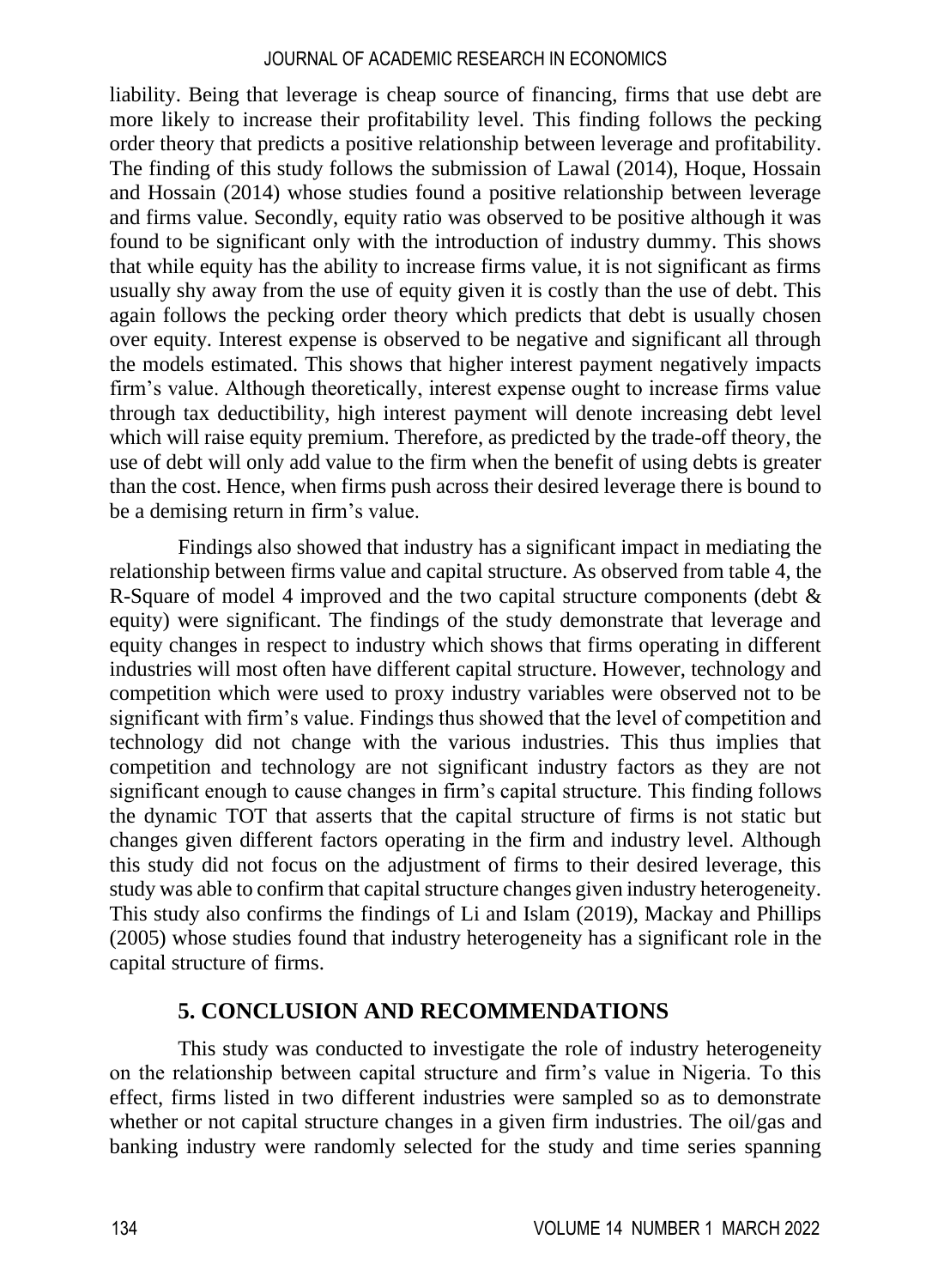liability. Being that leverage is cheap source of financing, firms that use debt are more likely to increase their profitability level. This finding follows the pecking order theory that predicts a positive relationship between leverage and profitability. The finding of this study follows the submission of Lawal (2014), Hoque, Hossain and Hossain (2014) whose studies found a positive relationship between leverage and firms value. Secondly, equity ratio was observed to be positive although it was found to be significant only with the introduction of industry dummy. This shows that while equity has the ability to increase firms value, it is not significant as firms usually shy away from the use of equity given it is costly than the use of debt. This again follows the pecking order theory which predicts that debt is usually chosen over equity. Interest expense is observed to be negative and significant all through the models estimated. This shows that higher interest payment negatively impacts firm's value. Although theoretically, interest expense ought to increase firms value through tax deductibility, high interest payment will denote increasing debt level which will raise equity premium. Therefore, as predicted by the trade-off theory, the use of debt will only add value to the firm when the benefit of using debts is greater than the cost. Hence, when firms push across their desired leverage there is bound to be a demising return in firm's value.

Findings also showed that industry has a significant impact in mediating the relationship between firms value and capital structure. As observed from table 4, the R-Square of model 4 improved and the two capital structure components (debt & equity) were significant. The findings of the study demonstrate that leverage and equity changes in respect to industry which shows that firms operating in different industries will most often have different capital structure. However, technology and competition which were used to proxy industry variables were observed not to be significant with firm's value. Findings thus showed that the level of competition and technology did not change with the various industries. This thus implies that competition and technology are not significant industry factors as they are not significant enough to cause changes in firm's capital structure. This finding follows the dynamic TOT that asserts that the capital structure of firms is not static but changes given different factors operating in the firm and industry level. Although this study did not focus on the adjustment of firms to their desired leverage, this study was able to confirm that capital structure changes given industry heterogeneity. This study also confirms the findings of Li and Islam (2019), Mackay and Phillips (2005) whose studies found that industry heterogeneity has a significant role in the capital structure of firms.

## 5. CONCLUSION AND RECOMMENDATIONS

This study was conducted to investigate the role of industry heterogeneity on the relationship between capital structure and firm's value in Nigeria. To this effect, firms listed in two different industries were sampled so as to demonstrate whether or not capital structure changes in a given firm industries. The oil/gas and banking industry were randomly selected for the study and time series spanning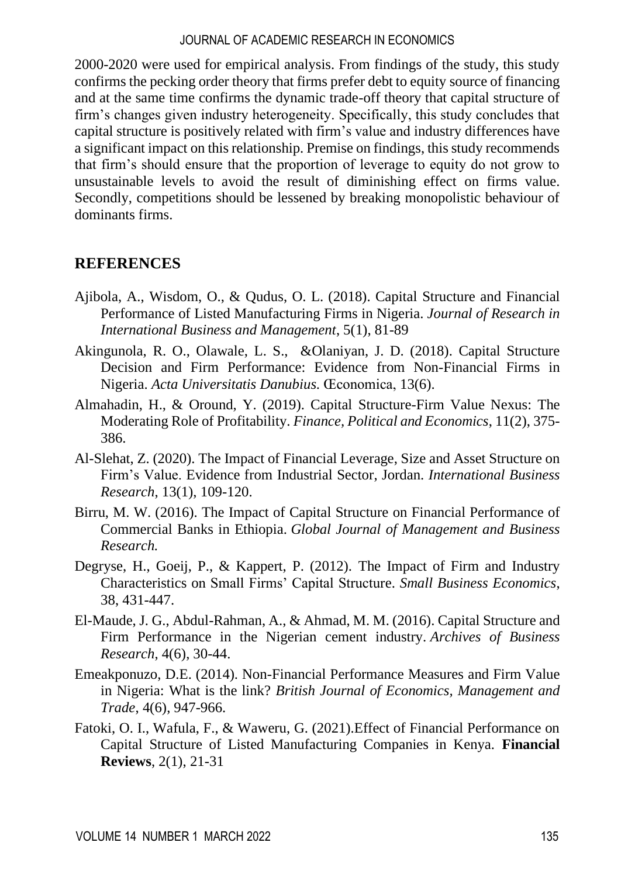2000-2020 were used for empirical analysis. From findings of the study, this study confirms the pecking order theory that firms prefer debt to equity source of financing and at the same time confirms the dynamic trade-off theory that capital structure of firm's changes given industry heterogeneity. Specifically, this study concludes that capital structure is positively related with firm's value and industry differences have a significant impact on this relationship. Premise on findings, this study recommends that firm's should ensure that the proportion of leverage to equity do not grow to unsustainable levels to avoid the result of diminishing effect on firms value. Secondly, competitions should be lessened by breaking monopolistic behaviour of dominants firms.

## REFERENCES

Ajibola, A., Wisdom, O., & Qudus, O. L. (2018). Capital Structure and Financial Performance of Listed Manufacturing Firms in Nigeria. *Journal of Research in International Business and Management*, 5(1), 81-89

Akingunola, R. O., Olawale, L. S., &Olaniyan, J. D. (2018). Capital Structure Decision and Firm Performance: Evidence from Non-Financial Firms in Nigeria. *Acta Universitatis Danubius.* Œconomica, 13(6).

Almahadin, H., & Oround, Y. (2019). Capital Structure-Firm Value Nexus: The Moderating Role of Profitability. *Finance, Political and Economics*, 11(2), 375-386.

Al-Slehat, Z. (2020). The Impact of Financial Leverage, Size and Asset Structure on Firm's Value. Evidence from Industrial Sector, Jordan. *International Business Research*, 13(1), 109-120.

Birru, M. W. (2016). The Impact of Capital Structure on Financial Performance of Commercial Banks in Ethiopia. *Global Journal of Management and Business Research.*

Degryse, H., Goeij, P., & Kappert, P. (2012). The Impact of Firm and Industry Characteristics on Small Firms' Capital Structure. *Small Business Economics*, 38, 431-447.

El-Maude, J. G., Abdul-Rahman, A., & Ahmad, M. M. (2016). Capital Structure and Firm Performance in the Nigerian cement industry. *Archives of Business Research*, 4(6), 30-44.

Emeakponuzo, D.E. (2014). Non-Financial Performance Measures and Firm Value in Nigeria: What is the link? *British Journal of Economics, Management and Trade*, 4(6), 947-966.

Fatoki, O. I., Wafula, F., & Waweru, G. (2021).Effect of Financial Performance on Capital Structure of Listed Manufacturing Companies in Kenya. **Financial Reviews**, 2(1), 21-31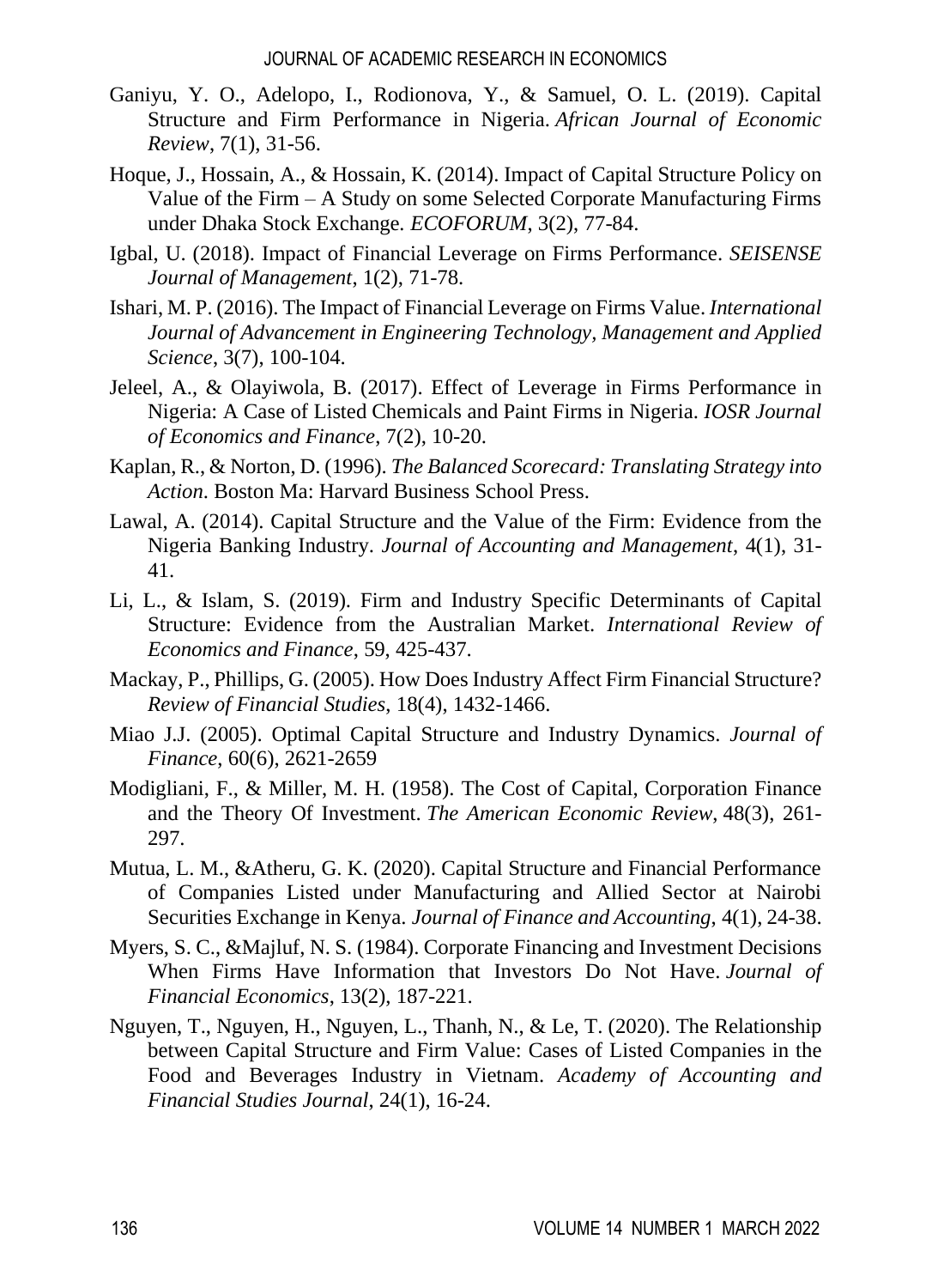Ganiyu, Y. O., Adelopo, I., Rodionova, Y., & Samuel, O. L. (2019). Capital Structure and Firm Performance in Nigeria. *African Journal of Economic Review*, 7(1), 31-56.

Hoque, J., Hossain, A., & Hossain, K. (2014). Impact of Capital Structure Policy on Value of the Firm – A Study on some Selected Corporate Manufacturing Firms under Dhaka Stock Exchange. *ECOFORUM*, 3(2), 77-84.

Igbal, U. (2018). Impact of Financial Leverage on Firms Performance. *SEISENSE Journal of Management*, 1(2), 71-78.

Ishari, M. P. (2016). The Impact of Financial Leverage on Firms Value. *International Journal of Advancement in Engineering Technology, Management and Applied Science*, 3(7), 100-104.

Jeleel, A., & Olayiwola, B. (2017). Effect of Leverage in Firms Performance in Nigeria: A Case of Listed Chemicals and Paint Firms in Nigeria. *IOSR Journal of Economics and Finance*, 7(2), 10-20.

Kaplan, R., & Norton, D. (1996). *The Balanced Scorecard: Translating Strategy into Action*. Boston Ma: Harvard Business School Press.

Lawal, A. (2014). Capital Structure and the Value of the Firm: Evidence from the Nigeria Banking Industry. *Journal of Accounting and Management*, 4(1), 31-41.

Li, L., & Islam, S. (2019). Firm and Industry Specific Determinants of Capital Structure: Evidence from the Australian Market. *International Review of Economics and Finance*, 59, 425-437.

Mackay, P., Phillips, G. (2005). How Does Industry Affect Firm Financial Structure? *Review of Financial Studies*, 18(4), 1432-1466.

Miao J.J. (2005). Optimal Capital Structure and Industry Dynamics. *Journal of Finance*, 60(6), 2621-2659

Modigliani, F., & Miller, M. H. (1958). The Cost of Capital, Corporation Finance and the Theory Of Investment. *The American Economic Review*, 48(3), 261-297.

Mutua, L. M., &Atheru, G. K. (2020). Capital Structure and Financial Performance of Companies Listed under Manufacturing and Allied Sector at Nairobi Securities Exchange in Kenya. *Journal of Finance and Accounting*, 4(1), 24-38.

Myers, S. C., &Majluf, N. S. (1984). Corporate Financing and Investment Decisions When Firms Have Information that Investors Do Not Have. *Journal of Financial Economics*, 13(2), 187-221.

Nguyen, T., Nguyen, H., Nguyen, L., Thanh, N., & Le, T. (2020). The Relationship between Capital Structure and Firm Value: Cases of Listed Companies in the Food and Beverages Industry in Vietnam. *Academy of Accounting and Financial Studies Journal*, 24(1), 16-24.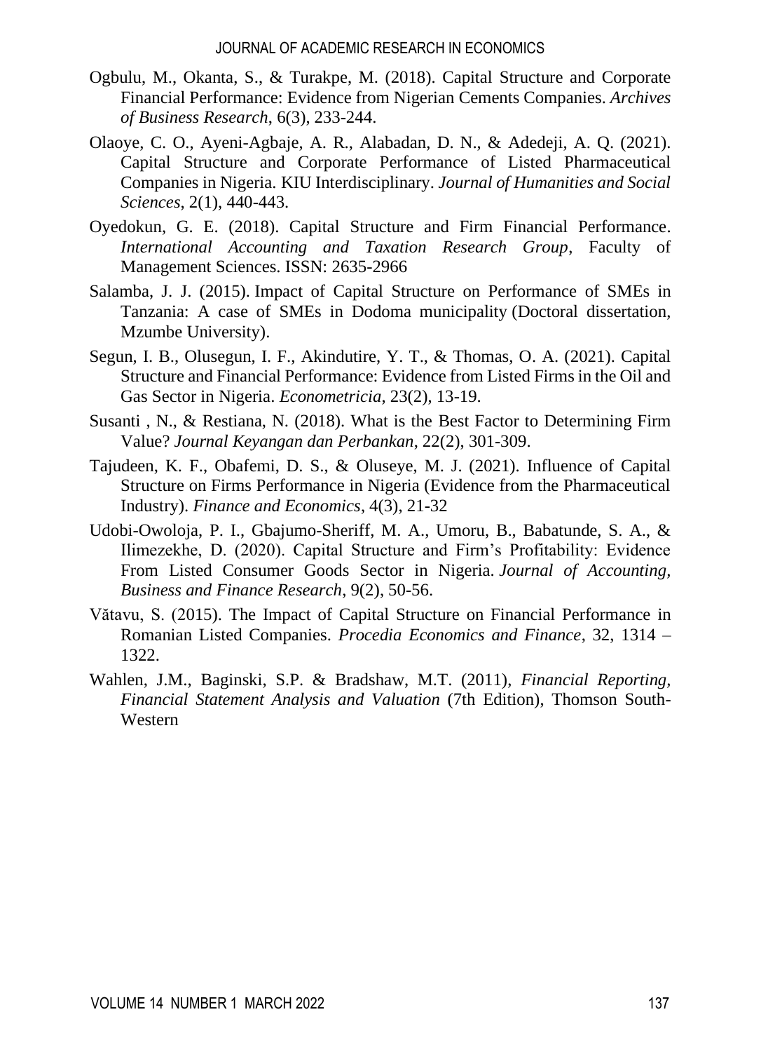Ogbulu, M., Okanta, S., & Turakpe, M. (2018). Capital Structure and Corporate Financial Performance: Evidence from Nigerian Cements Companies. *Archives of Business Research*, 6(3), 233-244.

Olaoye, C. O., Ayeni-Agbaje, A. R., Alabadan, D. N., & Adedeji, A. Q. (2021). Capital Structure and Corporate Performance of Listed Pharmaceutical Companies in Nigeria. KIU Interdisciplinary. *Journal of Humanities and Social Sciences*, 2(1), 440-443.

Oyedokun, G. E. (2018). Capital Structure and Firm Financial Performance. *International Accounting and Taxation Research Group*, Faculty of Management Sciences. ISSN: 2635-2966

Salamba, J. J. (2015). Impact of Capital Structure on Performance of SMEs in Tanzania: A case of SMEs in Dodoma municipality (Doctoral dissertation, Mzumbe University).

Segun, I. B., Olusegun, I. F., Akindutire, Y. T., & Thomas, O. A. (2021). Capital Structure and Financial Performance: Evidence from Listed Firms in the Oil and Gas Sector in Nigeria. *Econometricia*, 23(2), 13-19.

Susanti , N., & Restiana, N. (2018). What is the Best Factor to Determining Firm Value? *Journal Keyangan dan Perbankan*, 22(2), 301-309.

Tajudeen, K. F., Obafemi, D. S., & Oluseye, M. J. (2021). Influence of Capital Structure on Firms Performance in Nigeria (Evidence from the Pharmaceutical Industry). *Finance and Economics*, 4(3), 21-32

Udobi-Owoloja, P. I., Gbajumo-Sheriff, M. A., Umoru, B., Babatunde, S. A., & Ilimezekhe, D. (2020). Capital Structure and Firm's Profitability: Evidence From Listed Consumer Goods Sector in Nigeria. *Journal of Accounting, Business and Finance Research*, 9(2), 50-56.

Vătavu, S. (2015). The Impact of Capital Structure on Financial Performance in Romanian Listed Companies. *Procedia Economics and Finance*, 32, 1314 – 1322.

Wahlen, J.M., Baginski, S.P. & Bradshaw, M.T. (2011), *Financial Reporting, Financial Statement Analysis and Valuation* (7th Edition), Thomson South-Western